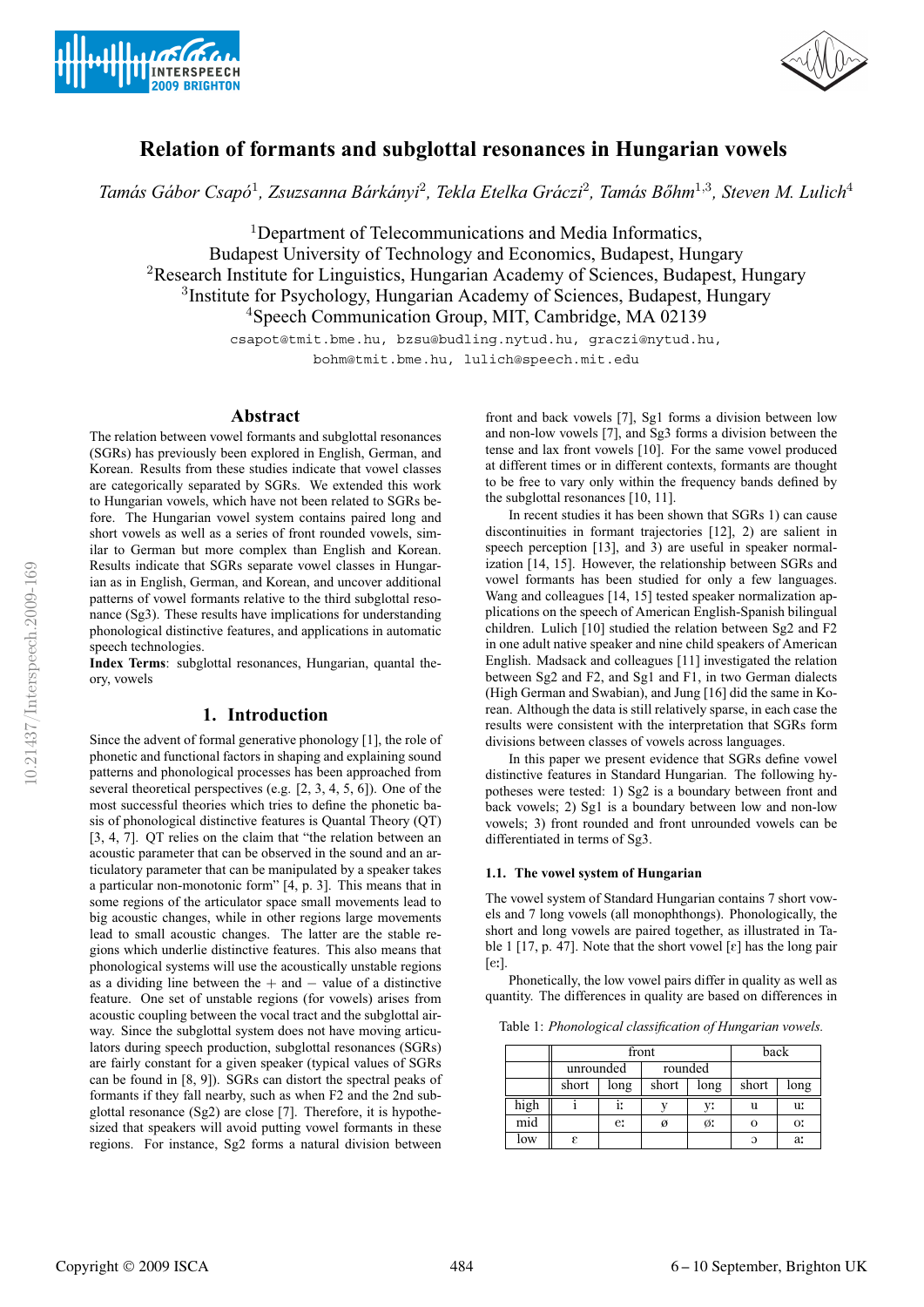# Relation of formants and subglottal resonances in Hungarian vowels

*Tamás Gábor Csapó[1], Zsuzsanna Bárkányi[2], Tekla Etelka Gráczi[2], Tamás Bőhm[1,3], Steven M. Lulich[4]*

[1]Department of Telecommunications and Media Informatics, Budapest University of Technology and Economics, Budapest, Hungary
[2]Research Institute for Linguistics, Hungarian Academy of Sciences, Budapest, Hungary
[3]Institute for Psychology, Hungarian Academy of Sciences, Budapest, Hungary
[4]Speech Communication Group, MIT, Cambridge, MA 02139

csapot@tmit.bme.hu, bzsu@budling.nytud.hu, graczi@nytud.hu, bohm@tmit.bme.hu, lulich@speech.mit.edu

## Abstract

The relation between vowel formants and subglottal resonances (SGRs) has previously been explored in English, German, and Korean. Results from these studies indicate that vowel classes are categorically separated by SGRs. We extended this work to Hungarian vowels, which have not been related to SGRs before. The Hungarian vowel system contains paired long and short vowels as well as a series of front rounded vowels, similar to German but more complex than English and Korean. Results indicate that SGRs separate vowel classes in Hungarian as in English, German, and Korean, and uncover additional patterns of vowel formants relative to the third subglottal resonance (Sg3). These results have implications for understanding phonological distinctive features, and applications in automatic speech technologies.

**Index Terms**: subglottal resonances, Hungarian, quantal theory, vowels

## 1. Introduction

Since the advent of formal generative phonology [1], the role of phonetic and functional factors in shaping and explaining sound patterns and phonological processes has been approached from several theoretical perspectives (e.g. [2, 3, 4, 5, 6]). One of the most successful theories which tries to define the phonetic basis of phonological distinctive features is Quantal Theory (QT) [3, 4, 5]. QT relies on the claim that "the relation between an acoustic parameter that can be observed in the sound and an articulatory parameter that can be manipulated by a speaker takes a particular non-monotonic form" [4, p. 3]. This means that in some regions of the articulator space small movements lead to big acoustic changes, while in other regions large movements lead to small acoustic changes. The latter are the stable regions which underlie distinctive features. This also means that phonological systems will use the acoustically unstable regions as a dividing line between the + and − value of a distinctive feature. One set of unstable regions (for vowels) arises from acoustic coupling between the vocal tract and the subglottal airway. Since the subglottal system does not have moving articulators during speech production, subglottal resonances (SGRs) are fairly constant for a given speaker (typical values of SGRs can be found in [8, 9]). SGRs can distort the spectral peaks of formants if they fall nearby, such as when F2 and the 2nd subglottal resonance (Sg2) are close [7]. Therefore, it is hypothesized that speakers will avoid putting vowel formants in these regions. For instance, Sg2 forms a natural division between front and back vowels [7], Sg1 forms a division between low and non-low vowels [7], and Sg3 forms a division between the tense and lax front vowels [10]. For the same vowel produced at different times or in different contexts, formants are thought to be free to vary only within the frequency bands defined by the subglottal resonances [10, 11].

In recent studies it has been shown that SGRs 1) can cause discontinuities in formant trajectories [12], 2) are salient in speech perception [13], and 3) are useful in speaker normalization [14, 15]. However, the relationship between SGRs and vowel formants has been studied for only a few languages. Wang and colleagues [14, 15] tested speaker normalization applications on the speech of American English-Spanish bilingual children. Lulich [10] studied the relation between Sg2 and F2 in one adult native speaker and nine child speakers of American English. Madsack and colleagues [11] investigated the relation between Sg2 and F2, and Sg1 and F1, in two German dialects (High German and Swabian), and Jung [16] did the same in Korean. Although the data is still relatively sparse, in each case the results were consistent with the interpretation that SGRs form divisions between classes of vowels across languages.

In this paper we present evidence that SGRs define vowel distinctive features in Standard Hungarian. The following hypotheses were tested: 1) Sg2 is a boundary between front and back vowels; 2) Sg1 is a boundary between low and non-low vowels; 3) front rounded and front unrounded vowels can be differentiated in terms of Sg3.

### 1.1. The vowel system of Hungarian

The vowel system of Standard Hungarian contains 7 short vowels and 7 long vowels (all monophthongs). Phonologically, the short and long vowels are paired together, as illustrated in Table 1 [17, p. 47]. Note that the short vowel [ɛ] has the long pair [eː].

Phonetically, the low vowel pairs differ in quality as well as quantity. The differences in quality are based on differences in

Table 1: *Phonological classification of Hungarian vowels.*

| | front | | | | back | |
|---|---|---|---|---|---|---|
| | unrounded | | rounded | | | |
| | short | long | short | long | short | long |
| high | i | iː | y | yː | u | uː |
| mid | | eː | ø | øː | o | oː |
| low | ɛ | | | | ɔ | aː |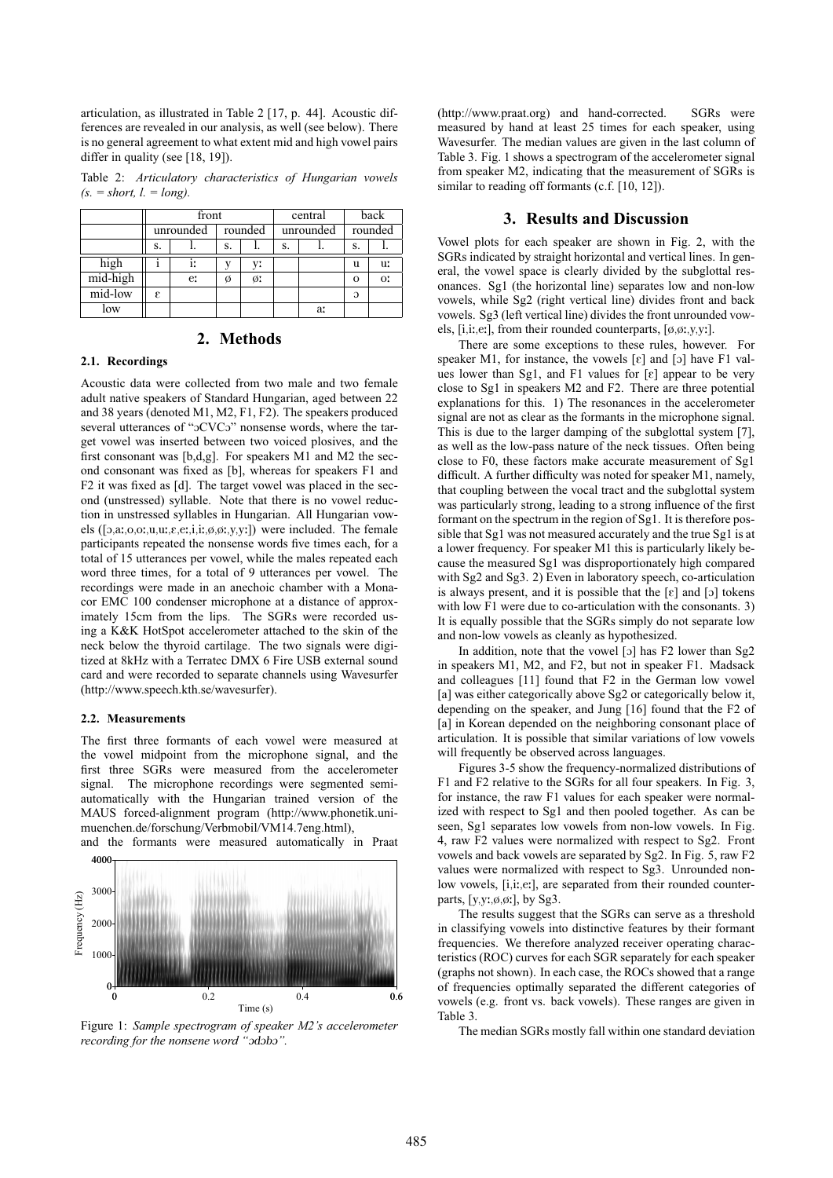articulation, as illustrated in Table 2 [17, p. 44]. Acoustic differences are revealed in our analysis, as well (see below). There is no general agreement to what extent mid and high vowel pairs differ in quality (see [18, 19]).

Table 2: *Articulatory characteristics of Hungarian vowels (s. = short, l. = long).*

| | front | | | | central | | back | |
|---|---|---|---|---|---|---|---|---|
| | unrounded | | rounded | | unrounded | | rounded | |
| | s. | l. | s. | l. | s. | l. | s. | l. |
| high | i | iː | y | yː | | | u | uː |
| mid-high | | eː | ø | øː | | | o | oː |
| mid-low | ɛ | | | | | | ɔ | |
| low | | | | | | aː | | |

## 2. Methods

### 2.1. Recordings

Acoustic data were collected from two male and two female adult native speakers of Standard Hungarian, aged between 22 and 38 years (denoted M1, M2, F1, F2). The speakers produced several utterances of "ɔCVCɔ" nonsense words, where the target vowel was inserted between two voiced plosives, and the first consonant was [b,d,g]. For speakers M1 and M2 the second consonant was fixed as [b], whereas for speakers F1 and F2 it was fixed as [d]. The target vowel was placed in the second (unstressed) syllable. Note that there is no vowel reduction in unstressed syllables in Hungarian. All Hungarian vowels ([ɔ,aː,o,oː,u,uː,ɛ,eː,i,iː,ø,øː,y,yː]) were included. The female participants repeated the nonsense words five times each, for a total of 15 utterances per vowel, while the males repeated each word three times, for a total of 9 utterances per vowel. The recordings were made in an anechoic chamber with a Monacor EMC 100 condenser microphone at a distance of approximately 15cm from the lips. The SGRs were recorded using a K&K HotSpot accelerometer attached to the skin of the neck below the thyroid cartilage. The two signals were digitized at 8kHz with a Terratec DMX 6 Fire USB external sound card and were recorded to separate channels using Wavesurfer (http://www.speech.kth.se/wavesurfer).

### 2.2. Measurements

The first three formants of each vowel were measured at the vowel midpoint from the microphone signal, and the first three SGRs were measured from the accelerometer signal. The microphone recordings were segmented semi-automatically with the Hungarian trained version of the MAUS forced-alignment program (http://www.phonetik.uni-muenchen.de/forschung/Verbmobil/VM14.7eng.html), and the formants were measured automatically in Praat (http://www.praat.org) and hand-corrected. SGRs were measured by hand at least 25 times for each speaker, using Wavesurfer. The median values are given in the last column of Table 3. Fig. 1 shows a spectrogram of the accelerometer signal from speaker M2, indicating that the measurement of SGRs is similar to reading off formants (c.f. [10, 12]).

Figure 1: *Sample spectrogram of speaker M2's accelerometer recording for the nonsense word "ɔdɔbɔ".*

## 3. Results and Discussion

Vowel plots for each speaker are shown in Fig. 2, with the SGRs indicated by straight horizontal and vertical lines. In general, the vowel space is clearly divided by the subglottal resonances. Sg1 (the horizontal line) separates low and non-low vowels, while Sg2 (right vertical line) divides front and back vowels. Sg3 (left vertical line) divides the front unrounded vowels, [i,iː,eː], from their rounded counterparts, [ø,øː,y,yː].

There are some exceptions to these rules, however. For speaker M1, for instance, the vowels [ɛ] and [ɔ] have F1 values lower than Sg1, and F1 values for [ɛ] appear to be very close to Sg1 in speakers M2 and F2. There are three potential explanations for this. 1) The resonances in the accelerometer signal are not as clear as the formants in the microphone signal. This is due to the larger damping of the subglottal system [7], as well as the low-pass nature of the neck tissues. Often being close to F0, these factors make accurate measurement of Sg1 difficult. A further difficulty was noted for speaker M1, namely, that coupling between the vocal tract and the subglottal system was particularly strong, leading to a strong influence of the first formant on the spectrum in the region of Sg1. It is therefore possible that Sg1 was not measured accurately and the true Sg1 is at a lower frequency. For speaker M1 this is particularly likely because the measured Sg1 was disproportionately high compared with Sg2 and Sg3. 2) Even in laboratory speech, co-articulation is always present, and it is possible that the [ɛ] and [ɔ] tokens with low F1 were due to co-articulation with the consonants. 3) It is equally possible that the SGRs simply do not separate low and non-low vowels as cleanly as hypothesized.

In addition, note that the vowel [ɔ] has F2 lower than Sg2 in speakers M1, M2, and F2, but not in speaker F1. Madsack and colleagues [11] found that F2 in the German low vowel [a] was either categorically above Sg2 or categorically below it, depending on the speaker, and Jung [16] found that the F2 of [a] in Korean depended on the neighboring consonant place of articulation. It is possible that similar variations of low vowels will frequently be observed across languages.

Figures 3-5 show the frequency-normalized distributions of F1 and F2 relative to the SGRs for all four speakers. In Fig. 3, for instance, the raw F1 values for each speaker were normalized with respect to Sg1 and then pooled together. As can be seen, Sg1 separates low vowels from non-low vowels. In Fig. 4, raw F2 values were normalized with respect to Sg2. Front vowels and back vowels are separated by Sg2. In Fig. 5, raw F2 values were normalized with respect to Sg3. Unrounded non-low vowels, [i,iː,eː], are separated from their rounded counterparts, [y,yː,ø,øː], by Sg3.

The results suggest that the SGRs can serve as a threshold in classifying vowels into distinctive features by their formant frequencies. We therefore analyzed receiver operating characteristics (ROC) curves for each SGR separately for each speaker (graphs not shown). In each case, the ROCs showed that a range of frequencies optimally separated the different categories of vowels (e.g. front vs. back vowels). These ranges are given in Table 3.

The median SGRs mostly fall within one standard deviation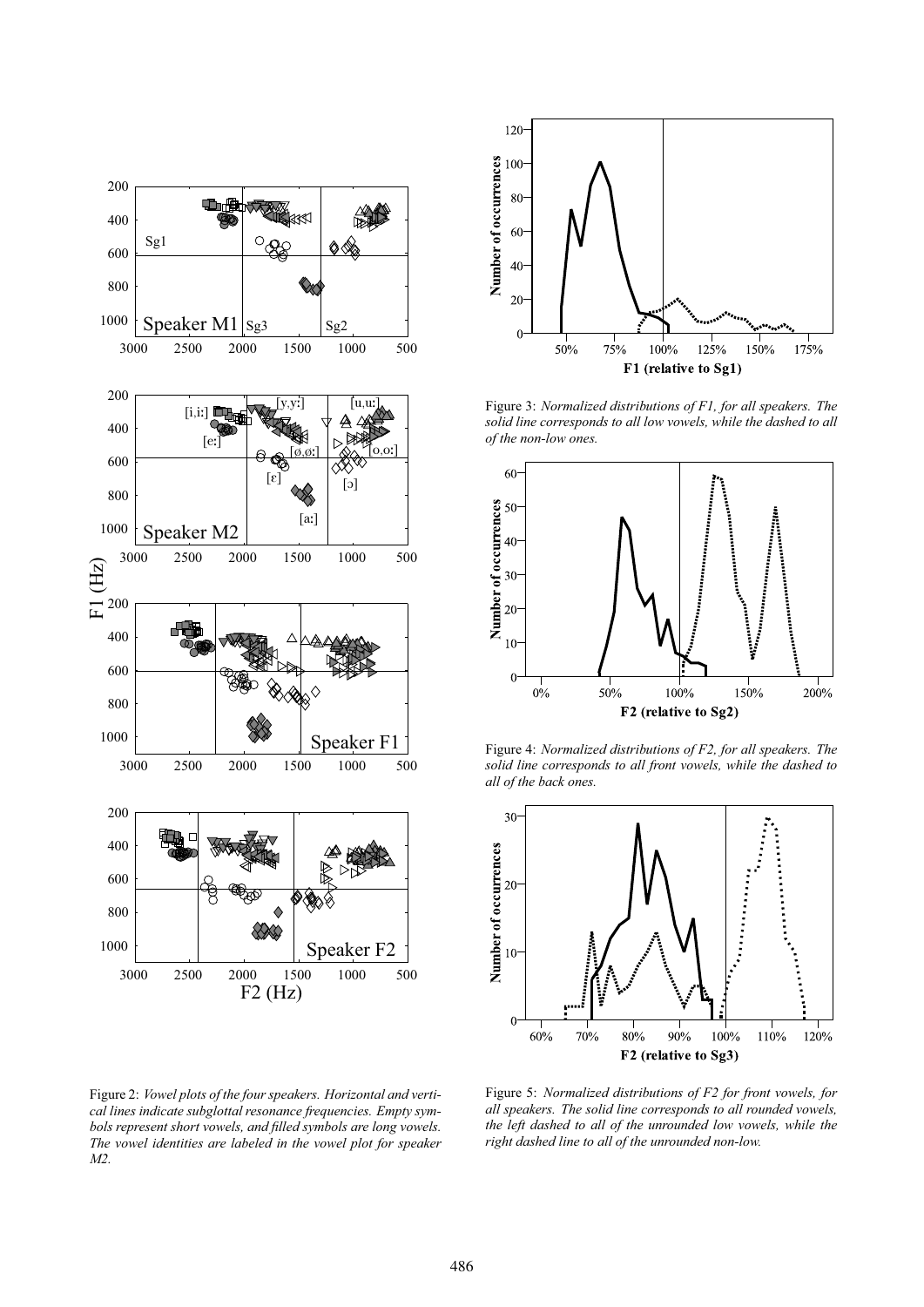Figure 2: *Vowel plots of the four speakers. Horizontal and vertical lines indicate subglottal resonance frequencies. Empty symbols represent short vowels, and filled symbols are long vowels. The vowel identities are labeled in the vowel plot for speaker M2.*

Figure 3: *Normalized distributions of F1, for all speakers. The solid line corresponds to all low vowels, while the dashed to all of the non-low ones.*

Figure 4: *Normalized distributions of F2, for all speakers. The solid line corresponds to all front vowels, while the dashed to all of the back ones.*

Figure 5: *Normalized distributions of F2 for front vowels, for all speakers. The solid line corresponds to all rounded vowels, the left dashed to all of the unrounded low vowels, while the right dashed line to all of the unrounded non-low.*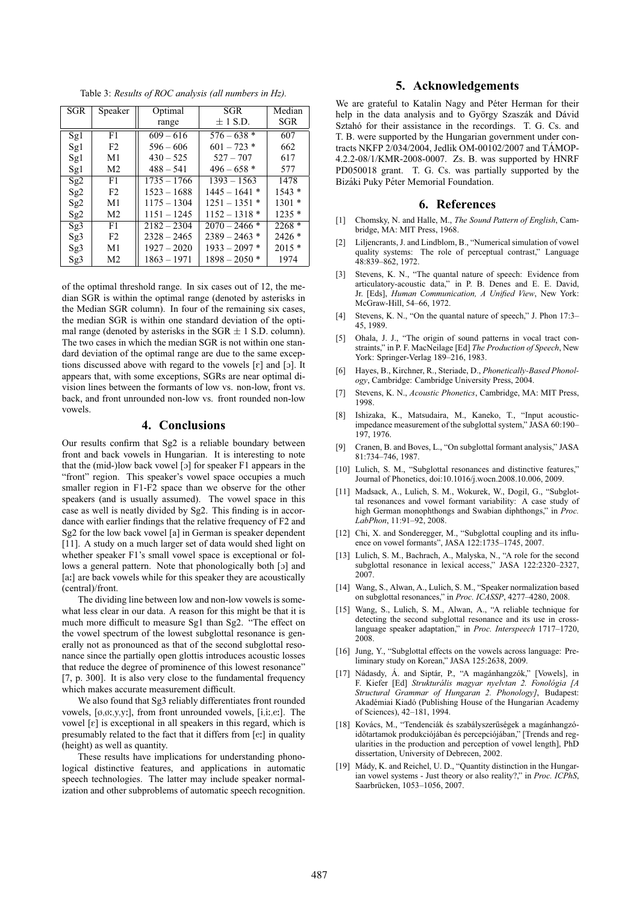Table 3: *Results of ROC analysis (all numbers in Hz).*

| SGR | Speaker | Optimal range | SGR ± 1 S.D. | Median SGR |
|---|---|---|---|---|
| Sg1 | F1 | 609 – 616 | 576 – 638 * | 607 |
| Sg1 | F2 | 596 – 606 | 601 – 723 * | 662 |
| Sg1 | M1 | 430 – 525 | 527 – 707 | 617 |
| Sg1 | M2 | 488 – 541 | 496 – 658 * | 577 |
| Sg2 | F1 | 1735 – 1766 | 1393 – 1563 | 1478 |
| Sg2 | F2 | 1523 – 1688 | 1445 – 1641 * | 1543 * |
| Sg2 | M1 | 1175 – 1304 | 1251 – 1351 * | 1301 * |
| Sg2 | M2 | 1151 – 1245 | 1152 – 1318 * | 1235 * |
| Sg3 | F1 | 2182 – 2304 | 2070 – 2466 * | 2268 * |
| Sg3 | F2 | 2328 – 2465 | 2389 – 2463 * | 2426 * |
| Sg3 | M1 | 1927 – 2020 | 1933 – 2097 * | 2015 * |
| Sg3 | M2 | 1863 – 1971 | 1898 – 2050 * | 1974 |

of the optimal threshold range. In six cases out of 12, the median SGR is within the optimal range (denoted by asterisks in the Median SGR column). In four of the remaining six cases, the median SGR is within one standard deviation of the optimal range (denoted by asterisks in the SGR ± 1 S.D. column). The two cases in which the median SGR is not within one standard deviation of the optimal range are due to the same exceptions discussed above with regard to the vowels [ɛ] and [ɔ]. It appears that, with some exceptions, SGRs are near optimal division lines between the formants of low vs. non-low, front vs. back, and front unrounded non-low vs. front rounded non-low vowels.

## 4. Conclusions

Our results confirm that Sg2 is a reliable boundary between front and back vowels in Hungarian. It is interesting to note that the (mid-)low back vowel [ɔ] for speaker F1 appears in the "front" region. This speaker's vowel space occupies a much smaller region in F1-F2 space than we observe for the other speakers (and is usually assumed). The vowel space in this case as well is neatly divided by Sg2. This finding is in accordance with earlier findings that the relative frequency of F2 and Sg2 for the low back vowel [a] in German is speaker dependent [11]. A study on a much larger set of data would shed light on whether speaker F1's small vowel space is exceptional or follows a general pattern. Note that phonologically both [ɔ] and [aː] are back vowels while for this speaker they are acoustically (central)/front.

The dividing line between low and non-low vowels is somewhat less clear in our data. A reason for this might be that it is much more difficult to measure Sg1 than Sg2. "The effect on the vowel spectrum of the lowest subglottal resonance is generally not as pronounced as that of the second subglottal resonance since the partially open glottis introduces acoustic losses that reduce the degree of prominence of this lowest resonance" [7, p. 300]. It is also very close to the fundamental frequency which makes accurate measurement difficult.

We also found that Sg3 reliably differentiates front rounded vowels, [ø,øː,y,yː], from front unrounded vowels, [i,iː,eː]. The vowel [ɛ] is exceptional in all speakers in this regard, which is presumably related to the fact that it differs from [eː] in quality (height) as well as quantity.

These results have implications for understanding phonological distinctive features, and applications in automatic speech technologies. The latter may include speaker normalization and other subproblems of automatic speech recognition.

## 5. Acknowledgements

We are grateful to Katalin Nagy and Péter Herman for their help in the data analysis and to György Szaszák and Dávid Sztahó for their assistance in the recordings. T. G. Cs. and T. B. were supported by the Hungarian government under contracts NKFP 2/034/2004, Jedlik OM-00102/2007 and TÁMOP-4.2.2-08/1/KMR-2008-0007. Zs. B. was supported by HNRF PD050018 grant. T. G. Cs. was partially supported by the Bizáki Puky Péter Memorial Foundation.

## 6. References

[1] Chomsky, N. and Halle, M., *The Sound Pattern of English*, Cambridge, MA: MIT Press, 1968.

[2] Liljencrants, J. and Lindblom, B., "Numerical simulation of vowel quality systems: The role of perceptual contrast," Language 48:839–862, 1972.

[3] Stevens, K. N., "The quantal nature of speech: Evidence from articulatory-acoustic data," in P. B. Denes and E. E. David, Jr. [Eds], *Human Communication, A Unified View*, New York: McGraw-Hill, 54–66, 1972.

[4] Stevens, K. N., "On the quantal nature of speech," J. Phon 17:3–45, 1989.

[5] Ohala, J. J., "The origin of sound patterns in vocal tract constraints," in P. F. MacNeilage [Ed] *The Production of Speech*, New York: Springer-Verlag 189–216, 1983.

[6] Hayes, B., Kirchner, R., Steriade, D., *Phonetically-Based Phonology*, Cambridge: Cambridge University Press, 2004.

[7] Stevens, K. N., *Acoustic Phonetics*, Cambridge, MA: MIT Press, 1998.

[8] Ishizaka, K., Matsudaira, M., Kaneko, T., "Input acoustic-impedance measurement of the subglottal system," JASA 60:190–197, 1976.

[9] Cranen, B. and Boves, L., "On subglottal formant analysis," JASA 81:734–746, 1987.

[10] Lulich, S. M., "Subglottal resonances and distinctive features," Journal of Phonetics, doi:10.1016/j.wocn.2008.10.006, 2009.

[11] Madsack, A., Lulich, S. M., Wokurek, W., Dogil, G., "Subglottal resonances and vowel formant variability: A case study of high German monophthongs and Swabian diphthongs," in *Proc. LabPhon*, 11:91–92, 2008.

[12] Chi, X. and Sonderegger, M., "Subglottal coupling and its influence on vowel formants", JASA 122:1735–1745, 2007.

[13] Lulich, S. M., Bachrach, A., Malyska, N., "A role for the second subglottal resonance in lexical access," JASA 122:2320–2327, 2007.

[14] Wang, S., Alwan, A., Lulich, S. M., "Speaker normalization based on subglottal resonances," in *Proc. ICASSP*, 4277–4280, 2008.

[15] Wang, S., Lulich, S. M., Alwan, A., "A reliable technique for detecting the second subglottal resonance and its use in cross-language speaker adaptation," in *Proc. Interspeech* 1717–1720, 2008.

[16] Jung, Y., "Subglottal effects on the vowels across language: Preliminary study on Korean," JASA 125:2638, 2009.

[17] Nádasdy, Á. and Siptár, P., "A magánhangzók," [Vowels], in F. Kiefer [Ed] *Strukturális magyar nyelvtan 2. Fonológia [A Structural Grammar of Hungaran 2. Phonology]*, Budapest: Akadémiai Kiadó (Publishing House of the Hungarian Academy of Sciences), 42–181, 1994.

[18] Kovács, M., "Tendenciák és szabályszerűségek a magánhangzó-időtartamok produkciójában és percepciójában," [Trends and regularities in the production and perception of vowel length], PhD dissertation, University of Debrecen, 2002.

[19] Mády, K. and Reichel, U. D., "Quantity distinction in the Hungarian vowel systems - Just theory or also reality?," in *Proc. ICPhS*, Saarbrücken, 1053–1056, 2007.